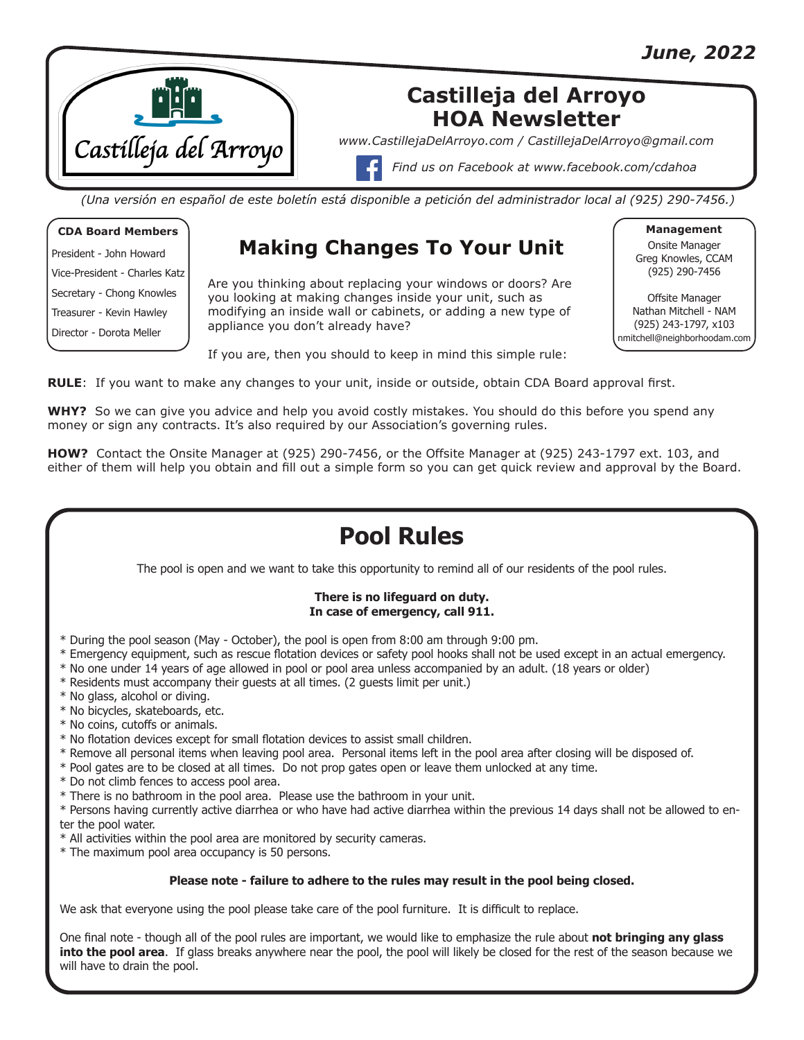*June, 2022*

Castilleja del Arroyo

# Castilleja del Arroyo HOA Newsletter

*www.CastillejaDelArroyo.com / CastillejaDelArroyo@gmail.com*

*Find us on Facebook at www.facebook.com/cdahoa*

*(Una versión en español de este boletín está disponible a petición del administrador local al (925) 290-7456.)*

**CDA Board Members**

President - John Howard

Vice-President - Charles Katz

Secretary - Chong Knowles

Treasurer - Kevin Hawley

Director - Dorota Meller

**Management**

Onsite Manager
Greg Knowles, CCAM
(925) 290-7456

Offsite Manager
Nathan Mitchell - NAM
(925) 243-1797, x103
nmitchell@neighborhoodam.com

## Making Changes To Your Unit

Are you thinking about replacing your windows or doors? Are you looking at making changes inside your unit, such as modifying an inside wall or cabinets, or adding a new type of appliance you don't already have?

If you are, then you should to keep in mind this simple rule:

**RULE**: If you want to make any changes to your unit, inside or outside, obtain CDA Board approval first.

**WHY?** So we can give you advice and help you avoid costly mistakes. You should do this before you spend any money or sign any contracts. It's also required by our Association's governing rules.

**HOW?** Contact the Onsite Manager at (925) 290-7456, or the Offsite Manager at (925) 243-1797 ext. 103, and either of them will help you obtain and fill out a simple form so you can get quick review and approval by the Board.

## Pool Rules

The pool is open and we want to take this opportunity to remind all of our residents of the pool rules.

**There is no lifeguard on duty.**
**In case of emergency, call 911.**

* During the pool season (May - October), the pool is open from 8:00 am through 9:00 pm.
* Emergency equipment, such as rescue flotation devices or safety pool hooks shall not be used except in an actual emergency.
* No one under 14 years of age allowed in pool or pool area unless accompanied by an adult. (18 years or older)
* Residents must accompany their guests at all times. (2 guests limit per unit.)
* No glass, alcohol or diving.
* No bicycles, skateboards, etc.
* No coins, cutoffs or animals.
* No flotation devices except for small flotation devices to assist small children.
* Remove all personal items when leaving pool area. Personal items left in the pool area after closing will be disposed of.
* Pool gates are to be closed at all times. Do not prop gates open or leave them unlocked at any time.
* Do not climb fences to access pool area.
* There is no bathroom in the pool area. Please use the bathroom in your unit.
* Persons having currently active diarrhea or who have had active diarrhea within the previous 14 days shall not be allowed to enter the pool water.
* All activities within the pool area are monitored by security cameras.
* The maximum pool area occupancy is 50 persons.

**Please note - failure to adhere to the rules may result in the pool being closed.**

We ask that everyone using the pool please take care of the pool furniture. It is difficult to replace.

One final note - though all of the pool rules are important, we would like to emphasize the rule about **not bringing any glass into the pool area**. If glass breaks anywhere near the pool, the pool will likely be closed for the rest of the season because we will have to drain the pool.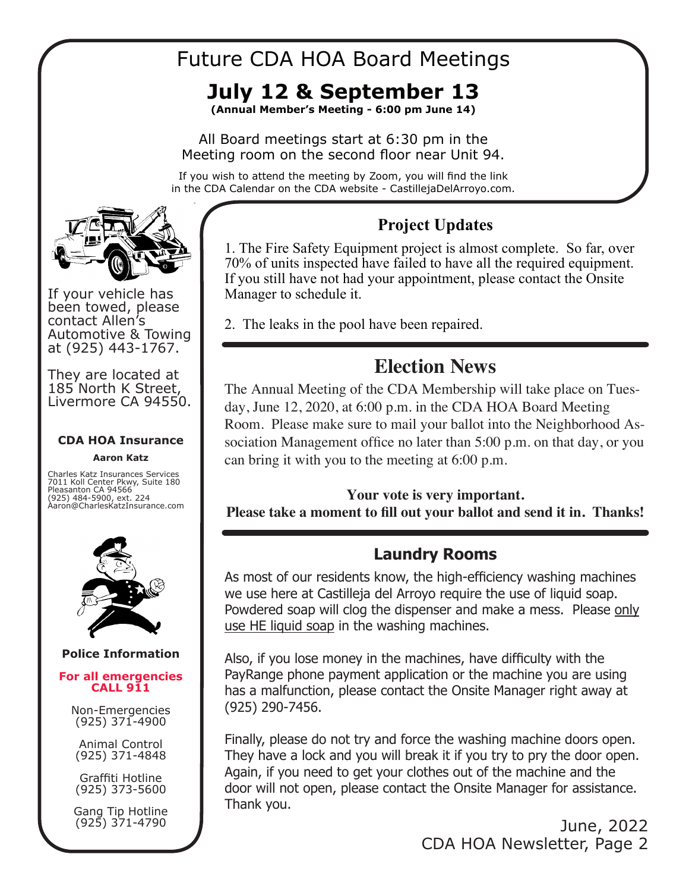# Future CDA HOA Board Meetings

## July 12 & September 13

**(Annual Member's Meeting - 6:00 pm June 14)**

All Board meetings start at 6:30 pm in the Meeting room on the second floor near Unit 94.

If you wish to attend the meeting by Zoom, you will find the link in the CDA Calendar on the CDA website - CastillejaDelArroyo.com.

If your vehicle has been towed, please contact Allen's Automotive & Towing at (925) 443-1767.

They are located at 185 North K Street, Livermore CA 94550.

**CDA HOA Insurance**

**Aaron Katz**

Charles Katz Insurances Services
7011 Koll Center Pkwy, Suite 180
Pleasanton CA 94566
(925) 484-5900, ext. 224
Aaron@CharlesKatzInsurance.com

**Police Information**

**For all emergencies CALL 911**

Non-Emergencies
(925) 371-4900

Animal Control
(925) 371-4848

Graffiti Hotline
(925) 373-5600

Gang Tip Hotline
(925) 371-4790

## Project Updates

1. The Fire Safety Equipment project is almost complete. So far, over 70% of units inspected have failed to have all the required equipment. If you still have not had your appointment, please contact the Onsite Manager to schedule it.

2. The leaks in the pool have been repaired.

## Election News

The Annual Meeting of the CDA Membership will take place on Tuesday, June 12, 2020, at 6:00 p.m. in the CDA HOA Board Meeting Room. Please make sure to mail your ballot into the Neighborhood Association Management office no later than 5:00 p.m. on that day, or you can bring it with you to the meeting at 6:00 p.m.

**Your vote is very important.**
**Please take a moment to fill out your ballot and send it in. Thanks!**

## Laundry Rooms

As most of our residents know, the high-efficiency washing machines we use here at Castilleja del Arroyo require the use of liquid soap. Powdered soap will clog the dispenser and make a mess. Please only use HE liquid soap in the washing machines.

Also, if you lose money in the machines, have difficulty with the PayRange phone payment application or the machine you are using has a malfunction, please contact the Onsite Manager right away at (925) 290-7456.

Finally, please do not try and force the washing machine doors open. They have a lock and you will break it if you try to pry the door open. Again, if you need to get your clothes out of the machine and the door will not open, please contact the Onsite Manager for assistance. Thank you.